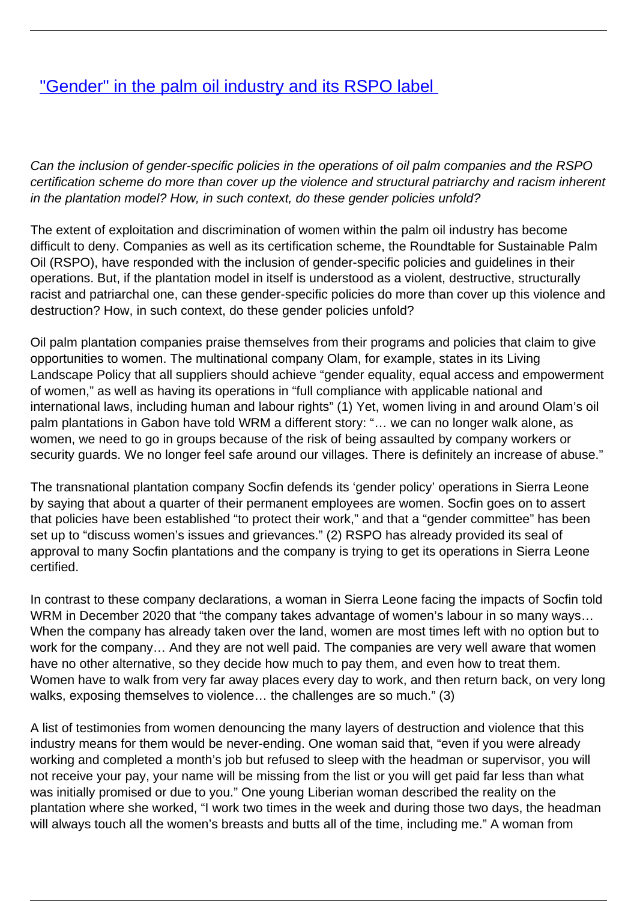# "Gender" in the palm oil industry and its RSPO label

*Can the inclusion of gender-specific policies in the operations of oil palm companies and the RSPO certification scheme do more than cover up the violence and structural patriarchy and racism inherent in the plantation model? How, in such context, do these gender policies unfold?*

The extent of exploitation and discrimination of women within the palm oil industry has become difficult to deny. Companies as well as its certification scheme, the Roundtable for Sustainable Palm Oil (RSPO), have responded with the inclusion of gender-specific policies and guidelines in their operations. But, if the plantation model in itself is understood as a violent, destructive, structurally racist and patriarchal one, can these gender-specific policies do more than cover up this violence and destruction? How, in such context, do these gender policies unfold?

Oil palm plantation companies praise themselves from their programs and policies that claim to give opportunities to women. The multinational company Olam, for example, states in its Living Landscape Policy that all suppliers should achieve "gender equality, equal access and empowerment of women," as well as having its operations in "full compliance with applicable national and international laws, including human and labour rights" (1) Yet, women living in and around Olam's oil palm plantations in Gabon have told WRM a different story: "… we can no longer walk alone, as women, we need to go in groups because of the risk of being assaulted by company workers or security guards. We no longer feel safe around our villages. There is definitely an increase of abuse."

The transnational plantation company Socfin defends its 'gender policy' operations in Sierra Leone by saying that about a quarter of their permanent employees are women. Socfin goes on to assert that policies have been established "to protect their work," and that a "gender committee" has been set up to "discuss women's issues and grievances." (2) RSPO has already provided its seal of approval to many Socfin plantations and the company is trying to get its operations in Sierra Leone certified.

In contrast to these company declarations, a woman in Sierra Leone facing the impacts of Socfin told WRM in December 2020 that "the company takes advantage of women's labour in so many ways… When the company has already taken over the land, women are most times left with no option but to work for the company… And they are not well paid. The companies are very well aware that women have no other alternative, so they decide how much to pay them, and even how to treat them. Women have to walk from very far away places every day to work, and then return back, on very long walks, exposing themselves to violence… the challenges are so much." (3)

A list of testimonies from women denouncing the many layers of destruction and violence that this industry means for them would be never-ending. One woman said that, "even if you were already working and completed a month's job but refused to sleep with the headman or supervisor, you will not receive your pay, your name will be missing from the list or you will get paid far less than what was initially promised or due to you." One young Liberian woman described the reality on the plantation where she worked, "I work two times in the week and during those two days, the headman will always touch all the women's breasts and butts all of the time, including me." A woman from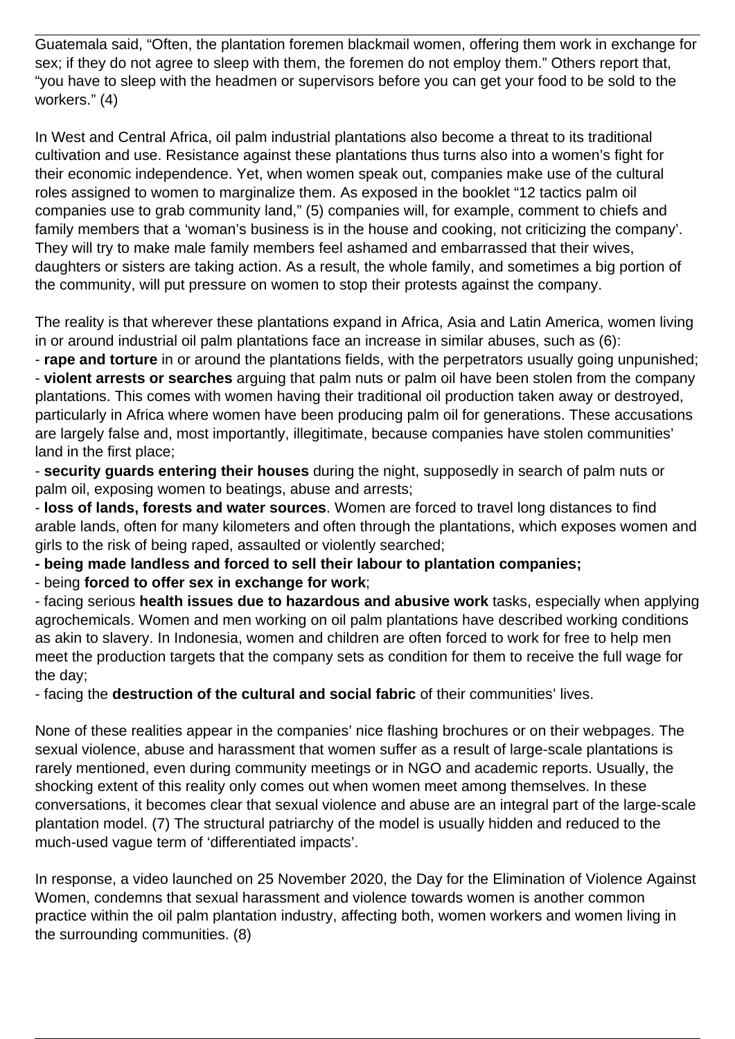Guatemala said, “Often, the plantation foremen blackmail women, offering them work in exchange for sex; if they do not agree to sleep with them, the foremen do not employ them.” Others report that, “you have to sleep with the headmen or supervisors before you can get your food to be sold to the workers.” (4)

In West and Central Africa, oil palm industrial plantations also become a threat to its traditional cultivation and use. Resistance against these plantations thus turns also into a women’s fight for their economic independence. Yet, when women speak out, companies make use of the cultural roles assigned to women to marginalize them. As exposed in the booklet “12 tactics palm oil companies use to grab community land,” (5) companies will, for example, comment to chiefs and family members that a ‘woman’s business is in the house and cooking, not criticizing the company’. They will try to make male family members feel ashamed and embarrassed that their wives, daughters or sisters are taking action. As a result, the whole family, and sometimes a big portion of the community, will put pressure on women to stop their protests against the company.

The reality is that wherever these plantations expand in Africa, Asia and Latin America, women living in or around industrial oil palm plantations face an increase in similar abuses, such as (6):

- **rape and torture** in or around the plantations fields, with the perpetrators usually going unpunished;
- **violent arrests or searches** arguing that palm nuts or palm oil have been stolen from the company plantations. This comes with women having their traditional oil production taken away or destroyed, particularly in Africa where women have been producing palm oil for generations. These accusations are largely false and, most importantly, illegitimate, because companies have stolen communities’ land in the first place;
- **security guards entering their houses** during the night, supposedly in search of palm nuts or palm oil, exposing women to beatings, abuse and arrests;
- **loss of lands, forests and water sources**. Women are forced to travel long distances to find arable lands, often for many kilometers and often through the plantations, which exposes women and girls to the risk of being raped, assaulted or violently searched;
- **being made landless and forced to sell their labour to plantation companies;**
- being **forced to offer sex in exchange for work**;
- facing serious **health issues due to hazardous and abusive work** tasks, especially when applying agrochemicals. Women and men working on oil palm plantations have described working conditions as akin to slavery. In Indonesia, women and children are often forced to work for free to help men meet the production targets that the company sets as condition for them to receive the full wage for the day;
- facing the **destruction of the cultural and social fabric** of their communities’ lives.

None of these realities appear in the companies’ nice flashing brochures or on their webpages. The sexual violence, abuse and harassment that women suffer as a result of large-scale plantations is rarely mentioned, even during community meetings or in NGO and academic reports. Usually, the shocking extent of this reality only comes out when women meet among themselves. In these conversations, it becomes clear that sexual violence and abuse are an integral part of the large-scale plantation model. (7) The structural patriarchy of the model is usually hidden and reduced to the much-used vague term of ‘differentiated impacts’.

In response, a video launched on 25 November 2020, the Day for the Elimination of Violence Against Women, condemns that sexual harassment and violence towards women is another common practice within the oil palm plantation industry, affecting both, women workers and women living in the surrounding communities. (8)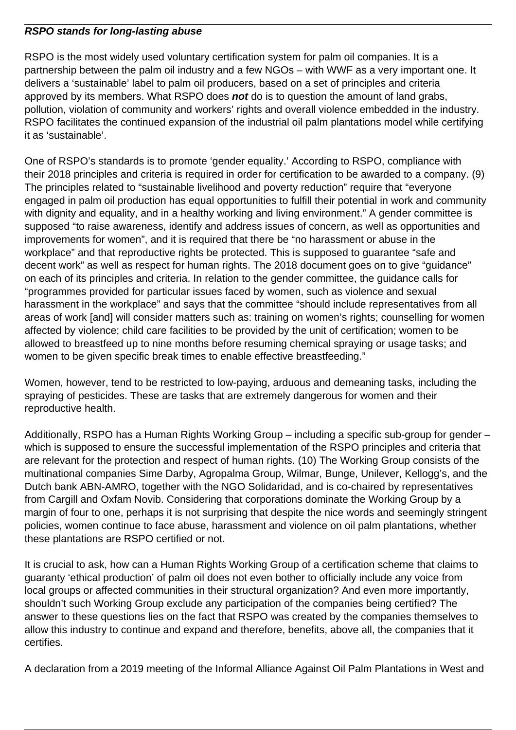***RSPO stands for long-lasting abuse***

RSPO is the most widely used voluntary certification system for palm oil companies. It is a partnership between the palm oil industry and a few NGOs – with WWF as a very important one. It delivers a 'sustainable' label to palm oil producers, based on a set of principles and criteria approved by its members. What RSPO does ***not*** do is to question the amount of land grabs, pollution, violation of community and workers' rights and overall violence embedded in the industry. RSPO facilitates the continued expansion of the industrial oil palm plantations model while certifying it as 'sustainable'.

One of RSPO's standards is to promote 'gender equality.' According to RSPO, compliance with their 2018 principles and criteria is required in order for certification to be awarded to a company. (9) The principles related to "sustainable livelihood and poverty reduction" require that "everyone engaged in palm oil production has equal opportunities to fulfill their potential in work and community with dignity and equality, and in a healthy working and living environment." A gender committee is supposed "to raise awareness, identify and address issues of concern, as well as opportunities and improvements for women", and it is required that there be "no harassment or abuse in the workplace" and that reproductive rights be protected. This is supposed to guarantee "safe and decent work" as well as respect for human rights. The 2018 document goes on to give "guidance" on each of its principles and criteria. In relation to the gender committee, the guidance calls for "programmes provided for particular issues faced by women, such as violence and sexual harassment in the workplace" and says that the committee "should include representatives from all areas of work [and] will consider matters such as: training on women's rights; counselling for women affected by violence; child care facilities to be provided by the unit of certification; women to be allowed to breastfeed up to nine months before resuming chemical spraying or usage tasks; and women to be given specific break times to enable effective breastfeeding."

Women, however, tend to be restricted to low-paying, arduous and demeaning tasks, including the spraying of pesticides. These are tasks that are extremely dangerous for women and their reproductive health.

Additionally, RSPO has a Human Rights Working Group – including a specific sub-group for gender – which is supposed to ensure the successful implementation of the RSPO principles and criteria that are relevant for the protection and respect of human rights. (10) The Working Group consists of the multinational companies Sime Darby, Agropalma Group, Wilmar, Bunge, Unilever, Kellogg's, and the Dutch bank ABN-AMRO, together with the NGO Solidaridad, and is co-chaired by representatives from Cargill and Oxfam Novib. Considering that corporations dominate the Working Group by a margin of four to one, perhaps it is not surprising that despite the nice words and seemingly stringent policies, women continue to face abuse, harassment and violence on oil palm plantations, whether these plantations are RSPO certified or not.

It is crucial to ask, how can a Human Rights Working Group of a certification scheme that claims to guaranty 'ethical production' of palm oil does not even bother to officially include any voice from local groups or affected communities in their structural organization? And even more importantly, shouldn't such Working Group exclude any participation of the companies being certified? The answer to these questions lies on the fact that RSPO was created by the companies themselves to allow this industry to continue and expand and therefore, benefits, above all, the companies that it certifies.

A declaration from a 2019 meeting of the Informal Alliance Against Oil Palm Plantations in West and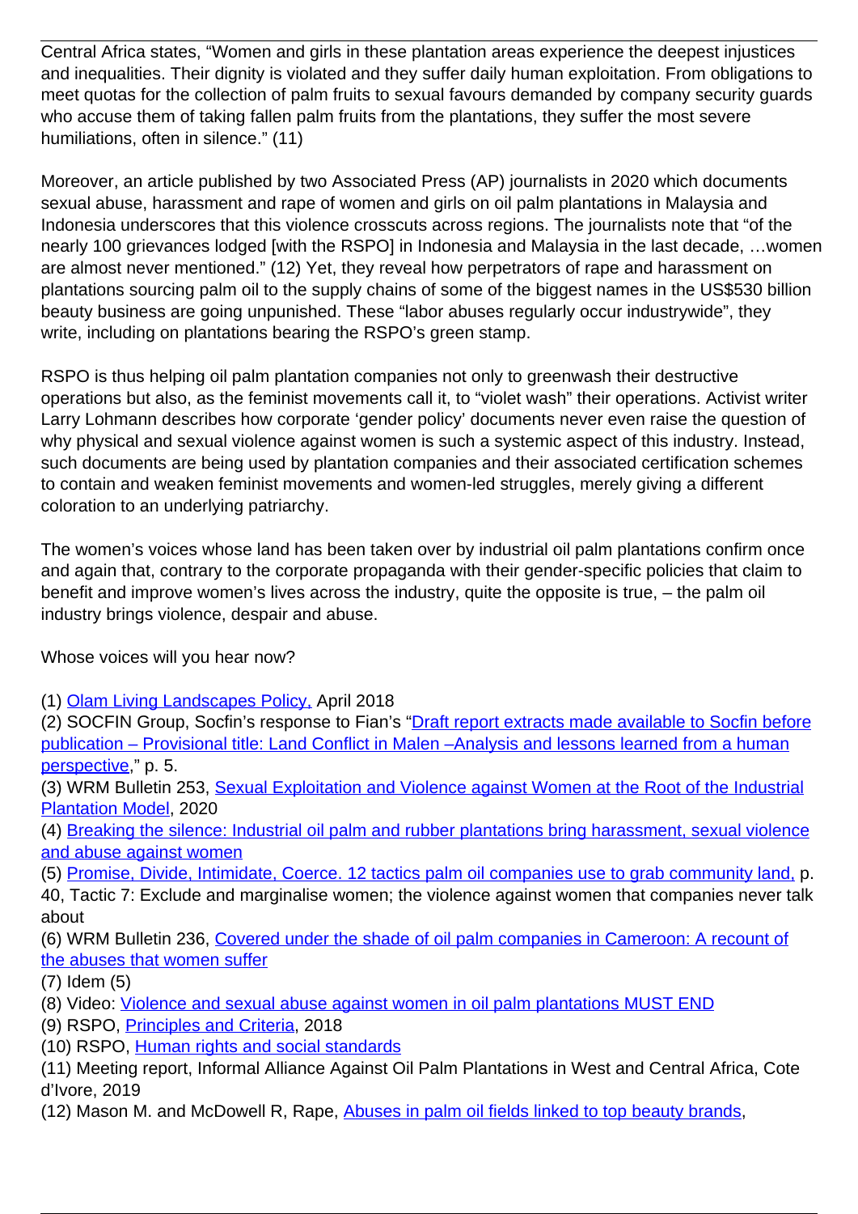Central Africa states, “Women and girls in these plantation areas experience the deepest injustices and inequalities. Their dignity is violated and they suffer daily human exploitation. From obligations to meet quotas for the collection of palm fruits to sexual favours demanded by company security guards who accuse them of taking fallen palm fruits from the plantations, they suffer the most severe humiliations, often in silence.” (11)

Moreover, an article published by two Associated Press (AP) journalists in 2020 which documents sexual abuse, harassment and rape of women and girls on oil palm plantations in Malaysia and Indonesia underscores that this violence crosscuts across regions. The journalists note that “of the nearly 100 grievances lodged [with the RSPO] in Indonesia and Malaysia in the last decade, …women are almost never mentioned.” (12) Yet, they reveal how perpetrators of rape and harassment on plantations sourcing palm oil to the supply chains of some of the biggest names in the US$530 billion beauty business are going unpunished. These “labor abuses regularly occur industrywide”, they write, including on plantations bearing the RSPO’s green stamp.

RSPO is thus helping oil palm plantation companies not only to greenwash their destructive operations but also, as the feminist movements call it, to “violet wash” their operations. Activist writer Larry Lohmann describes how corporate ‘gender policy’ documents never even raise the question of why physical and sexual violence against women is such a systemic aspect of this industry. Instead, such documents are being used by plantation companies and their associated certification schemes to contain and weaken feminist movements and women-led struggles, merely giving a different coloration to an underlying patriarchy.

The women’s voices whose land has been taken over by industrial oil palm plantations confirm once and again that, contrary to the corporate propaganda with their gender-specific policies that claim to benefit and improve women’s lives across the industry, quite the opposite is true, – the palm oil industry brings violence, despair and abuse.

Whose voices will you hear now?

(1) Olam Living Landscapes Policy, April 2018
(2) SOCFIN Group, Socfin’s response to Fian’s “Draft report extracts made available to Socfin before publication – Provisional title: Land Conflict in Malen –Analysis and lessons learned from a human perspective,” p. 5.
(3) WRM Bulletin 253, Sexual Exploitation and Violence against Women at the Root of the Industrial Plantation Model, 2020
(4) Breaking the silence: Industrial oil palm and rubber plantations bring harassment, sexual violence and abuse against women
(5) Promise, Divide, Intimidate, Coerce. 12 tactics palm oil companies use to grab community land, p. 40, Tactic 7: Exclude and marginalise women; the violence against women that companies never talk about
(6) WRM Bulletin 236, Covered under the shade of oil palm companies in Cameroon: A recount of the abuses that women suffer
(7) Idem (5)
(8) Video: Violence and sexual abuse against women in oil palm plantations MUST END
(9) RSPO, Principles and Criteria, 2018
(10) RSPO, Human rights and social standards
(11) Meeting report, Informal Alliance Against Oil Palm Plantations in West and Central Africa, Cote d’Ivore, 2019
(12) Mason M. and McDowell R, Rape, Abuses in palm oil fields linked to top beauty brands,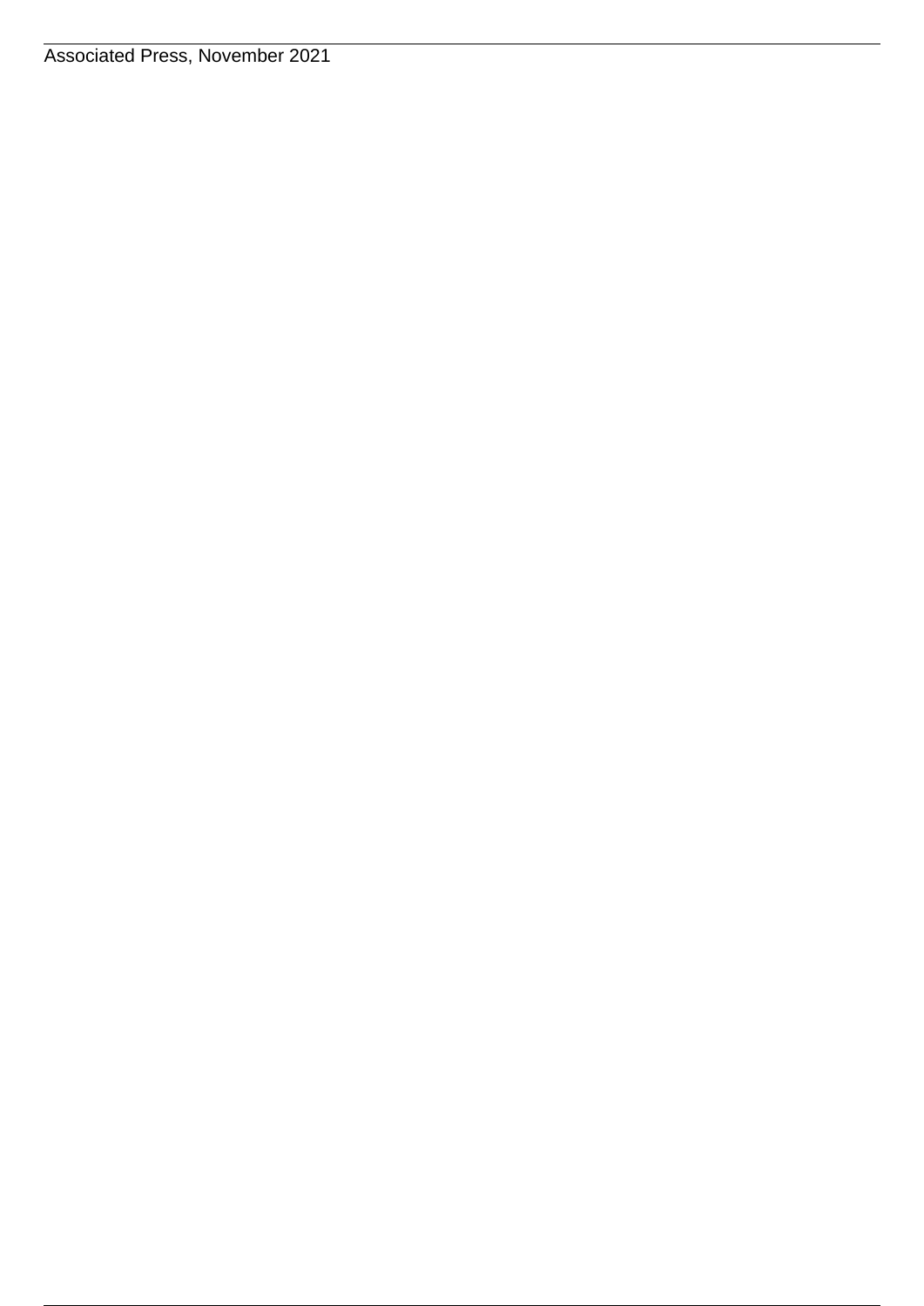Associated Press, November 2021